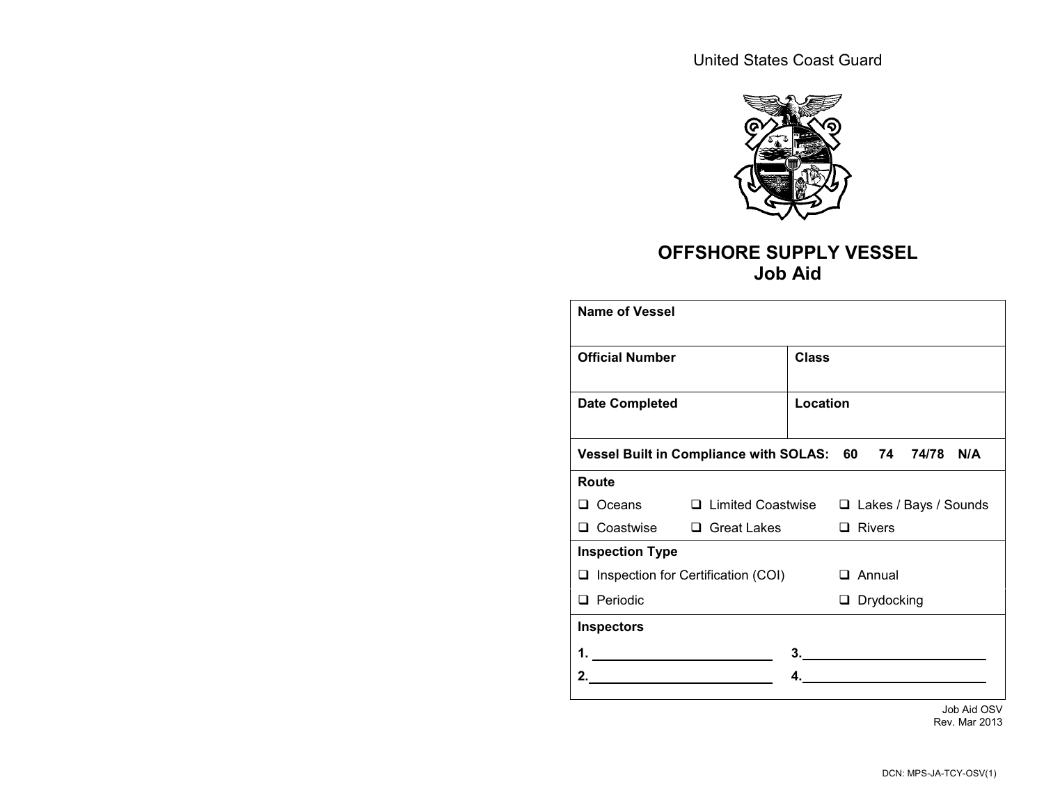United States Coast Guard

# OFFSHORE SUPPLY VESSEL
## Job Aid

| **Name of Vessel** | | |
|---|---|---|
| **Official Number** | **Class** | |
| **Date Completed** | **Location** | |
| **Vessel Built in Compliance with SOLAS: 60 74 74/78 N/A** | | |
| **Route** | | |
| ❑ Oceans | ❑ Limited Coastwise | ❑ Lakes / Bays / Sounds |
| ❑ Coastwise | ❑ Great Lakes | ❑ Rivers |
| **Inspection Type** | | |
| ❑ Inspection for Certification (COI) | | ❑ Annual |
| ❑ Periodic | | ❑ Drydocking |
| **Inspectors** | | |
| 1. ________________ | 3. ________________ | |
| 2. ________________ | 4. ________________ | |

Job Aid OSV
Rev. Mar 2013

DCN: MPS-JA-TCY-OSV(1)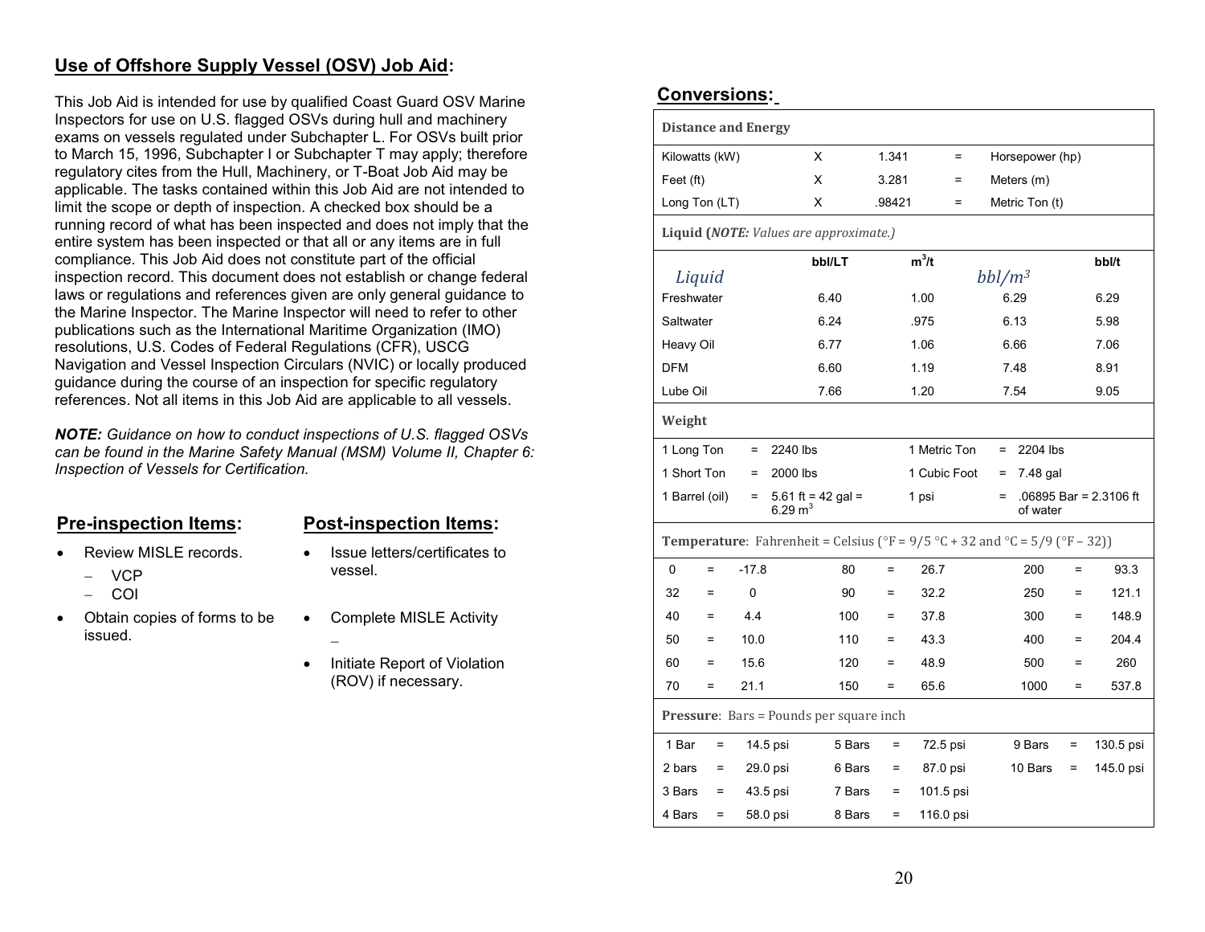## Use of Offshore Supply Vessel (OSV) Job Aid:

This Job Aid is intended for use by qualified Coast Guard OSV Marine Inspectors for use on U.S. flagged OSVs during hull and machinery exams on vessels regulated under Subchapter L. For OSVs built prior to March 15, 1996, Subchapter I or Subchapter T may apply; therefore regulatory cites from the Hull, Machinery, or T-Boat Job Aid may be applicable. The tasks contained within this Job Aid are not intended to limit the scope or depth of inspection. A checked box should be a running record of what has been inspected and does not imply that the entire system has been inspected or that all or any items are in full compliance. This Job Aid does not constitute part of the official inspection record. This document does not establish or change federal laws or regulations and references given are only general guidance to the Marine Inspector. The Marine Inspector will need to refer to other publications such as the International Maritime Organization (IMO) resolutions, U.S. Codes of Federal Regulations (CFR), USCG Navigation and Vessel Inspection Circulars (NVIC) or locally produced guidance during the course of an inspection for specific regulatory references. Not all items in this Job Aid are applicable to all vessels.

***NOTE:*** *Guidance on how to conduct inspections of U.S. flagged OSVs can be found in the Marine Safety Manual (MSM) Volume II, Chapter 6: Inspection of Vessels for Certification.*

### Pre-inspection Items:

- Review MISLE records.
  - VCP
  - COI
- Obtain copies of forms to be issued.

### Post-inspection Items:

- Issue letters/certificates to vessel.
- Complete MISLE Activity
  –
- Initiate Report of Violation (ROV) if necessary.

## Conversions:

**Distance and Energy**

| | | | | |
|---|---|---|---|---|
| Kilowatts (kW) | X | 1.341 | = | Horsepower (hp) |
| Feet (ft) | X | 3.281 | = | Meters (m) |
| Long Ton (LT) | X | .98421 | = | Metric Ton (t) |

**Liquid (*NOTE:* *Values are approximate.*)**

| Liquid | bbl/LT | $m^3$/t | bbl/$m^3$ | bbl/t |
|---|---|---|---|---|
| Freshwater | 6.40 | 1.00 | 6.29 | 6.29 |
| Saltwater | 6.24 | .975 | 6.13 | 5.98 |
| Heavy Oil | 6.77 | 1.06 | 6.66 | 7.06 |
| DFM | 6.60 | 1.19 | 7.48 | 8.91 |
| Lube Oil | 7.66 | 1.20 | 7.54 | 9.05 |

**Weight**

| | | | | | |
|---|---|---|---|---|---|
| 1 Long Ton | = | 2240 lbs | 1 Metric Ton | = | 2204 lbs |
| 1 Short Ton | = | 2000 lbs | 1 Cubic Foot | = | 7.48 gal |
| 1 Barrel (oil) | = | 5.61 ft = 42 gal = 6.29 $m^3$ | 1 psi | = | .06895 Bar = 2.3106 ft of water |

**Temperature**: Fahrenheit = Celsius (°F = 9/5 °C + 32 and °C = 5/9 (°F – 32))

| | | | | | | | | |
|---|---|---|---|---|---|---|---|---|
| 0 | = | -17.8 | 80 | = | 26.7 | 200 | = | 93.3 |
| 32 | = | 0 | 90 | = | 32.2 | 250 | = | 121.1 |
| 40 | = | 4.4 | 100 | = | 37.8 | 300 | = | 148.9 |
| 50 | = | 10.0 | 110 | = | 43.3 | 400 | = | 204.4 |
| 60 | = | 15.6 | 120 | = | 48.9 | 500 | = | 260 |
| 70 | = | 21.1 | 150 | = | 65.6 | 1000 | = | 537.8 |

**Pressure**: Bars = Pounds per square inch

| | | | | | | | | |
|---|---|---|---|---|---|---|---|---|
| 1 Bar | = | 14.5 psi | 5 Bars | = | 72.5 psi | 9 Bars | = | 130.5 psi |
| 2 bars | = | 29.0 psi | 6 Bars | = | 87.0 psi | 10 Bars | = | 145.0 psi |
| 3 Bars | = | 43.5 psi | 7 Bars | = | 101.5 psi | | | |
| 4 Bars | = | 58.0 psi | 8 Bars | = | 116.0 psi | | | |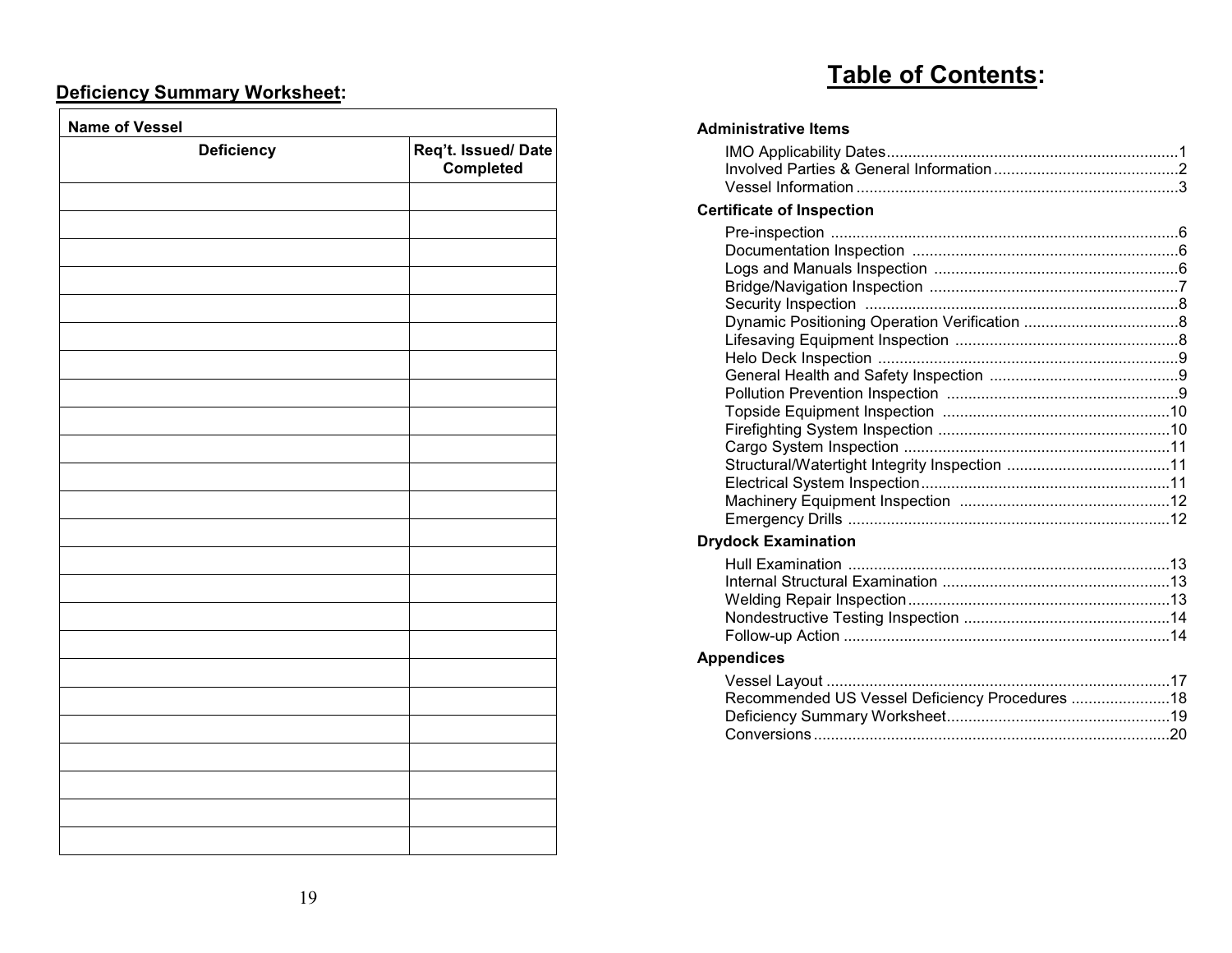## Deficiency Summary Worksheet:

| Name of Vessel | |
|---|---|
| **Deficiency** | **Req't. Issued/ Date Completed** |
| | |
| | |
| | |
| | |
| | |
| | |
| | |
| | |
| | |
| | |
| | |
| | |
| | |
| | |
| | |
| | |
| | |
| | |
| | |
| | |
| | |
| | |
| | |
| | |

# Table of Contents:

**Administrative Items**

- IMO Applicability Dates .......... 1
- Involved Parties & General Information .......... 2
- Vessel Information .......... 3

**Certificate of Inspection**

- Pre-inspection .......... 6
- Documentation Inspection .......... 6
- Logs and Manuals Inspection .......... 6
- Bridge/Navigation Inspection .......... 7
- Security Inspection .......... 8
- Dynamic Positioning Operation Verification .......... 8
- Lifesaving Equipment Inspection .......... 8
- Helo Deck Inspection .......... 9
- General Health and Safety Inspection .......... 9
- Pollution Prevention Inspection .......... 9
- Topside Equipment Inspection .......... 10
- Firefighting System Inspection .......... 10
- Cargo System Inspection .......... 11
- Structural/Watertight Integrity Inspection .......... 11
- Electrical System Inspection .......... 11
- Machinery Equipment Inspection .......... 12
- Emergency Drills .......... 12

**Drydock Examination**

- Hull Examination .......... 13
- Internal Structural Examination .......... 13
- Welding Repair Inspection .......... 13
- Nondestructive Testing Inspection .......... 14
- Follow-up Action .......... 14

**Appendices**

- Vessel Layout .......... 17
- Recommended US Vessel Deficiency Procedures .......... 18
- Deficiency Summary Worksheet .......... 19
- Conversions .......... 20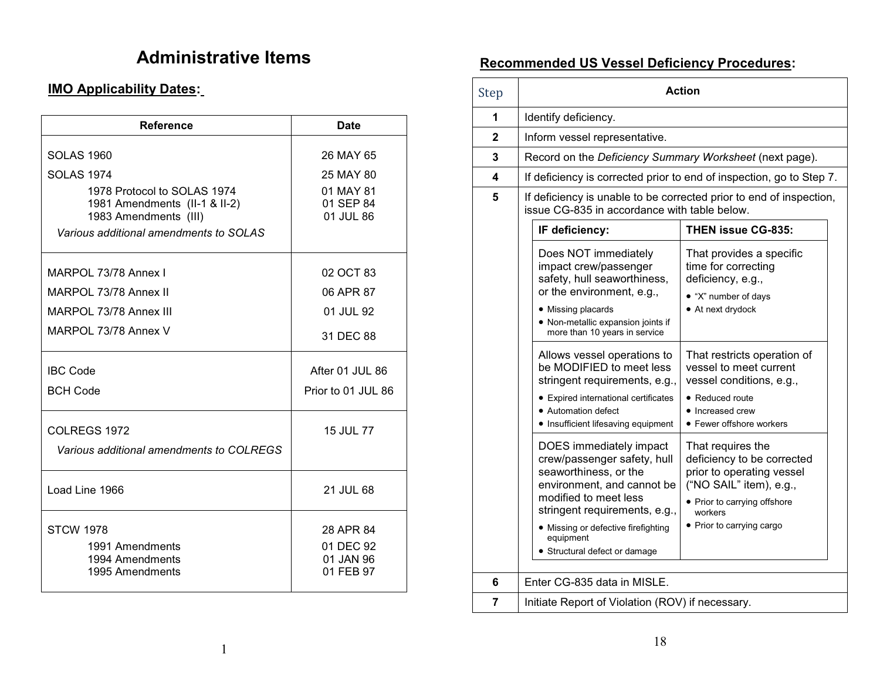# Administrative Items

## IMO Applicability Dates:

| Reference | Date |
|---|---|
| SOLAS 1960 | 26 MAY 65 |
| SOLAS 1974 | 25 MAY 80 |
| 1978 Protocol to SOLAS 1974 | 01 MAY 81 |
| 1981 Amendments (II-1 & II-2) | 01 SEP 84 |
| 1983 Amendments (III) | 01 JUL 86 |
| *Various additional amendments to SOLAS* | |
| MARPOL 73/78 Annex I | 02 OCT 83 |
| MARPOL 73/78 Annex II | 06 APR 87 |
| MARPOL 73/78 Annex III | 01 JUL 92 |
| MARPOL 73/78 Annex V | 31 DEC 88 |
| IBC Code | After 01 JUL 86 |
| BCH Code | Prior to 01 JUL 86 |
| COLREGS 1972 | 15 JUL 77 |
| *Various additional amendments to COLREGS* | |
| Load Line 1966 | 21 JUL 68 |
| STCW 1978 | 28 APR 84 |
| 1991 Amendments | 01 DEC 92 |
| 1994 Amendments | 01 JAN 96 |
| 1995 Amendments | 01 FEB 97 |

## Recommended US Vessel Deficiency Procedures:

| Step | Action |
|---|---|
| 1 | Identify deficiency. |
| 2 | Inform vessel representative. |
| 3 | Record on the *Deficiency Summary Worksheet* (next page). |
| 4 | If deficiency is corrected prior to end of inspection, go to Step 7. |
| 5 | If deficiency is unable to be corrected prior to end of inspection, issue CG-835 in accordance with table below. |
| 6 | Enter CG-835 data in MISLE. |
| 7 | Initiate Report of Violation (ROV) if necessary. |

| IF deficiency: | THEN issue CG-835: |
|---|---|
| Does NOT immediately impact crew/passenger safety, hull seaworthiness, or the environment, e.g.,<br>• Missing placards<br>• Non-metallic expansion joints if more than 10 years in service | That provides a specific time for correcting deficiency, e.g.,<br>• "X" number of days<br>• At next drydock |
| Allows vessel operations to be MODIFIED to meet less stringent requirements, e.g.,<br>• Expired international certificates<br>• Automation defect<br>• Insufficient lifesaving equipment | That restricts operation of vessel to meet current vessel conditions, e.g.,<br>• Reduced route<br>• Increased crew<br>• Fewer offshore workers |
| DOES immediately impact crew/passenger safety, hull seaworthiness, or the environment, and cannot be modified to meet less stringent requirements, e.g.,<br>• Missing or defective firefighting equipment<br>• Structural defect or damage | That requires the deficiency to be corrected prior to operating vessel ("NO SAIL" item), e.g.,<br>• Prior to carrying offshore workers<br>• Prior to carrying cargo |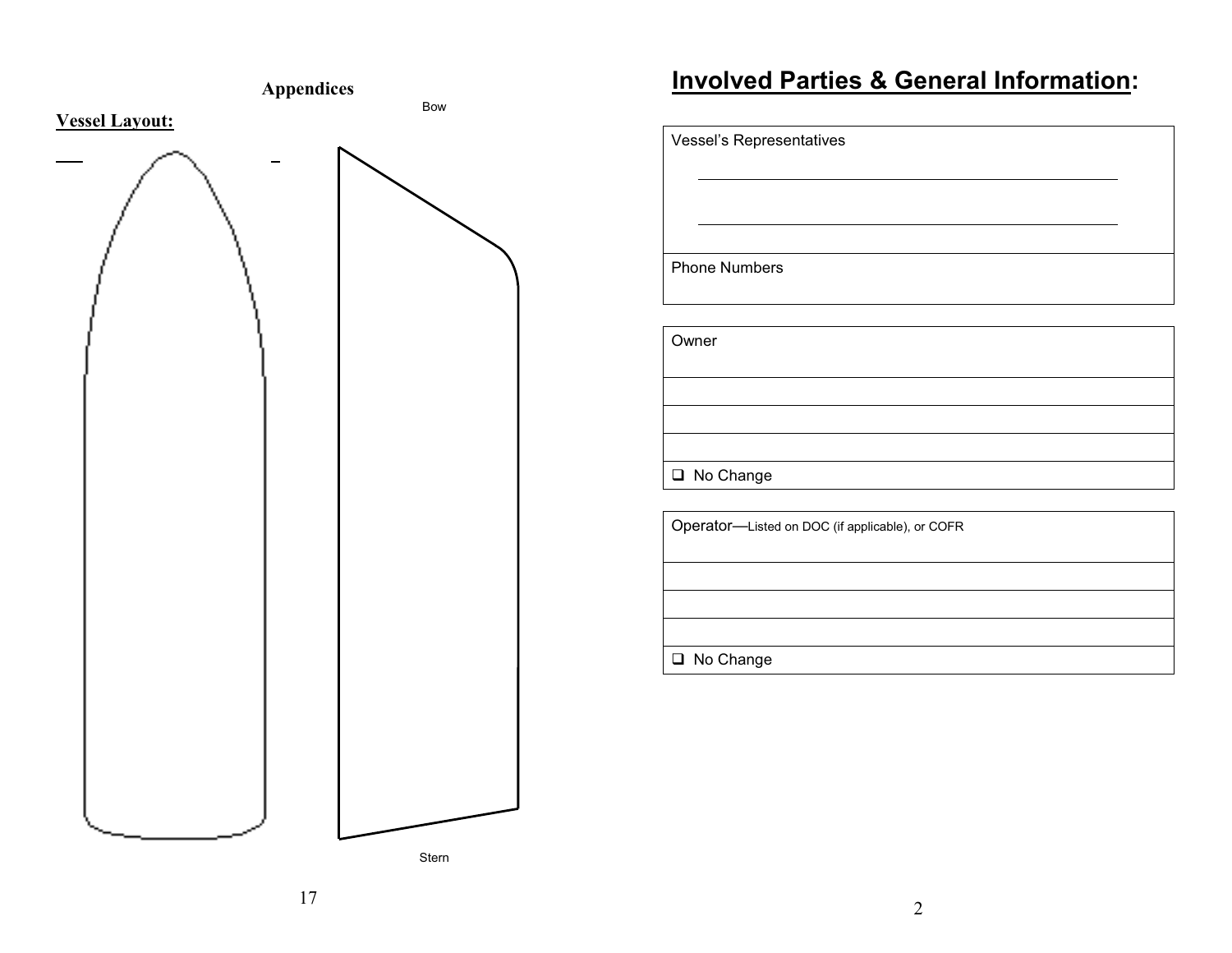## Appendices

**Vessel Layout:**

Bow

Stern

# Involved Parties & General Information:

| Vessel's Representatives |
|---|
| ______________________________ |
| ______________________________ |
| Phone Numbers |

| Owner |
|---|
| |
| |
| |
| ❑ No Change |

| Operator—Listed on DOC (if applicable), or COFR |
|---|
| |
| |
| |
| ❑ No Change |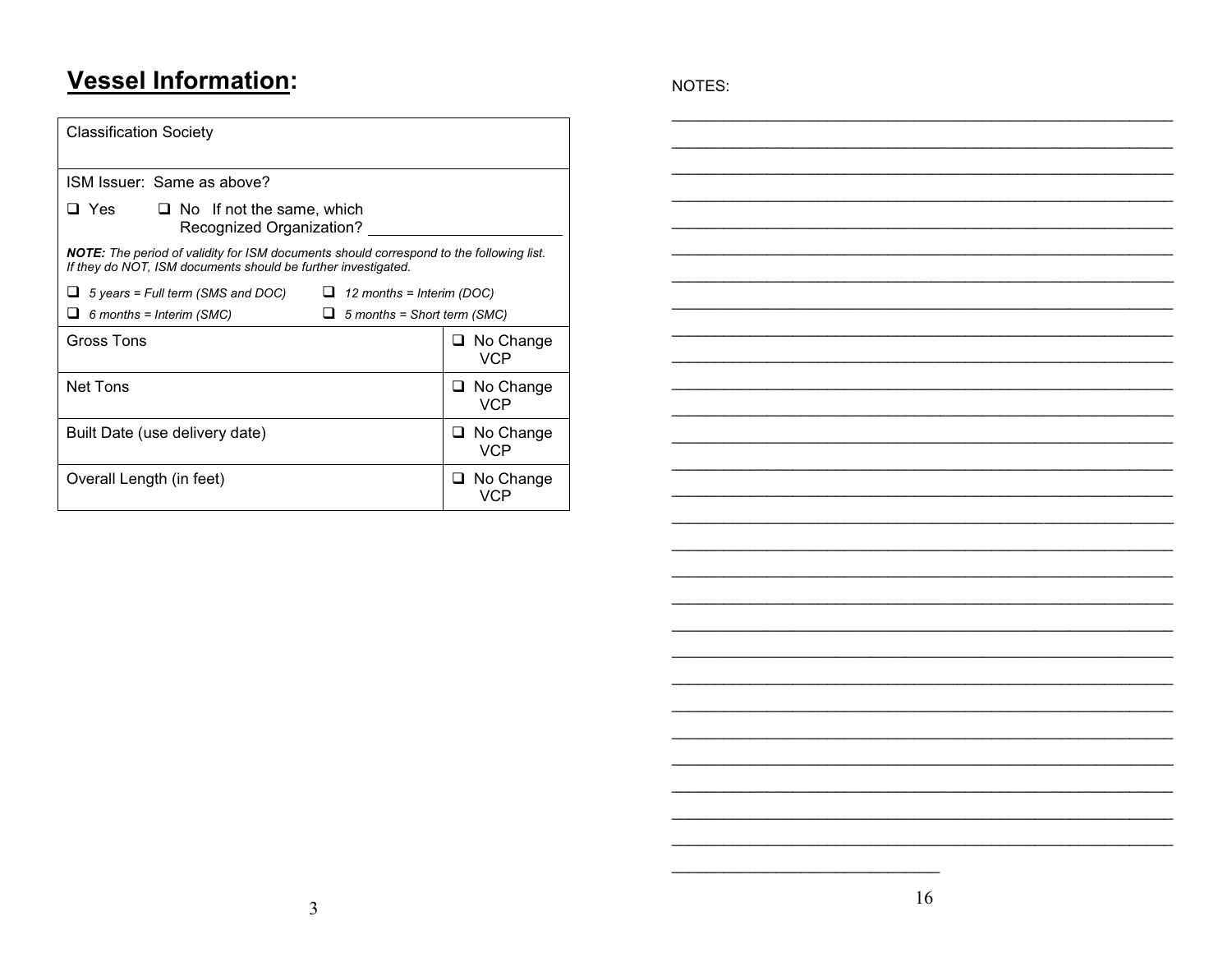# **Vessel Information**:

| Classification Society | |
|---|---|
| ISM Issuer: Same as above?<br><br>❑ Yes ❑ No If not the same, which Recognized Organization? ____________________<br><br>***NOTE:*** *The period of validity for ISM documents should correspond to the following list. If they do NOT, ISM documents should be further investigated.*<br><br>❑ *5 years = Full term (SMS and DOC)* ❑ *12 months = Interim (DOC)*<br>❑ *6 months = Interim (SMC)* ❑ *5 months = Short term (SMC)* | |
| Gross Tons | ❑ No Change VCP |
| Net Tons | ❑ No Change VCP |
| Built Date (use delivery date) | ❑ No Change VCP |
| Overall Length (in feet) | ❑ No Change VCP |

NOTES:

______________________________________________________________________

______________________________________________________________________

______________________________________________________________________

______________________________________________________________________

______________________________________________________________________

______________________________________________________________________

______________________________________________________________________

______________________________________________________________________

______________________________________________________________________

______________________________________________________________________

______________________________________________________________________

______________________________________________________________________

______________________________________________________________________

______________________________________________________________________

______________________________________________________________________

______________________________________________________________________

______________________________________________________________________

______________________________________________________________________

______________________________________________________________________

______________________________________________________________________

______________________________________________________________________

______________________________________________________________________

______________________________________________________________________

______________________________________________________________________

______________________________________________________________________

______________________________________________________________________

______________________________________________________________________

______________________________________________________________________

______________________________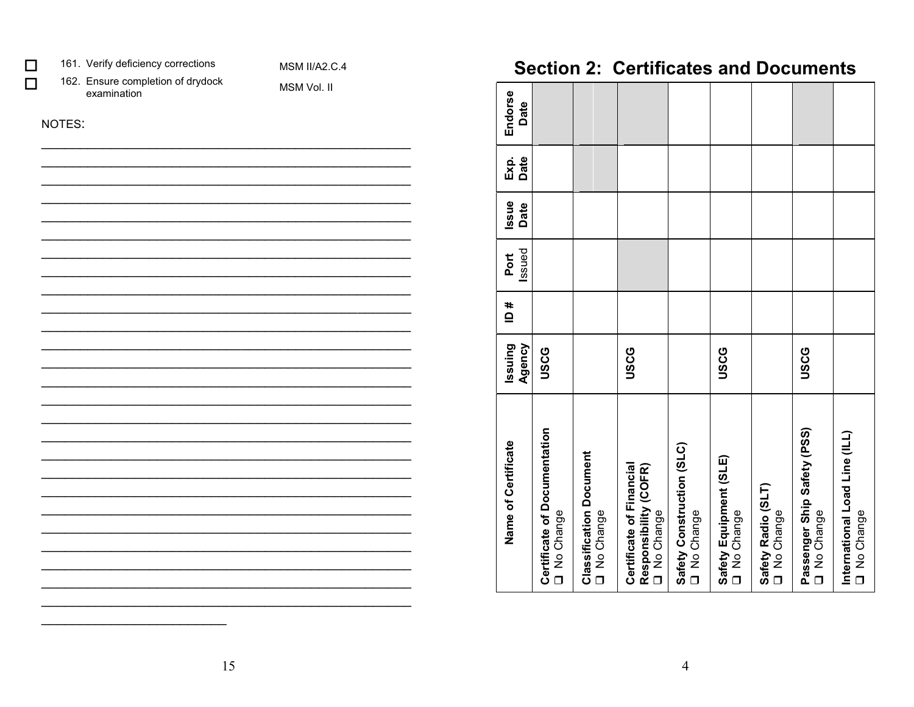- ☐ 161. Verify deficiency corrections — MSM II/A2.C.4
- ☐ 162. Ensure completion of drydock examination — MSM Vol. II

NOTES:

_______________________________________________________________

_______________________________________________________________

_______________________________________________________________

_______________________________________________________________

_______________________________________________________________

_______________________________________________________________

_______________________________________________________________

_______________________________________________________________

_______________________________________________________________

_______________________________________________________________

_______________________________________________________________

_______________________________________________________________

_______________________________________________________________

_______________________________________________________________

_______________________________________________________________

_______________________________________________________________

_______________________________________________________________

_______________________________________________________________

_______________________________________________________________

_______________________________________________________________

_______________________________________________________________

_______________________________________________________________

_______________________________________________________________

_______________________________________________________________

_______________________________________________________________

_______________________________________________________________

_____________________________

## Section 2: Certificates and Documents

| Name of Certificate | Issuing Agency | ID # | Port Issued | Issue Date | Exp. Date | Endorse Date |
|---|---|---|---|---|---|---|
| **Certificate of Documentation** ❑ No Change | **USCG** | | | | | |
| **Classification Document** ❑ No Change | | | | | | |
| **Certificate of Financial Responsibility (COFR)** ❑ No Change | **USCG** | | | | | |
| **Safety Construction (SLC)** ❑ No Change | | | | | | |
| **Safety Equipment (SLE)** ❑ No Change | **USCG** | | | | | |
| **Safety Radio (SLT)** ❑ No Change | | | | | | |
| **Passenger Ship Safety (PSS)** ❑ No Change | **USCG** | | | | | |
| **International Load Line (ILL)** ❑ No Change | | | | | | |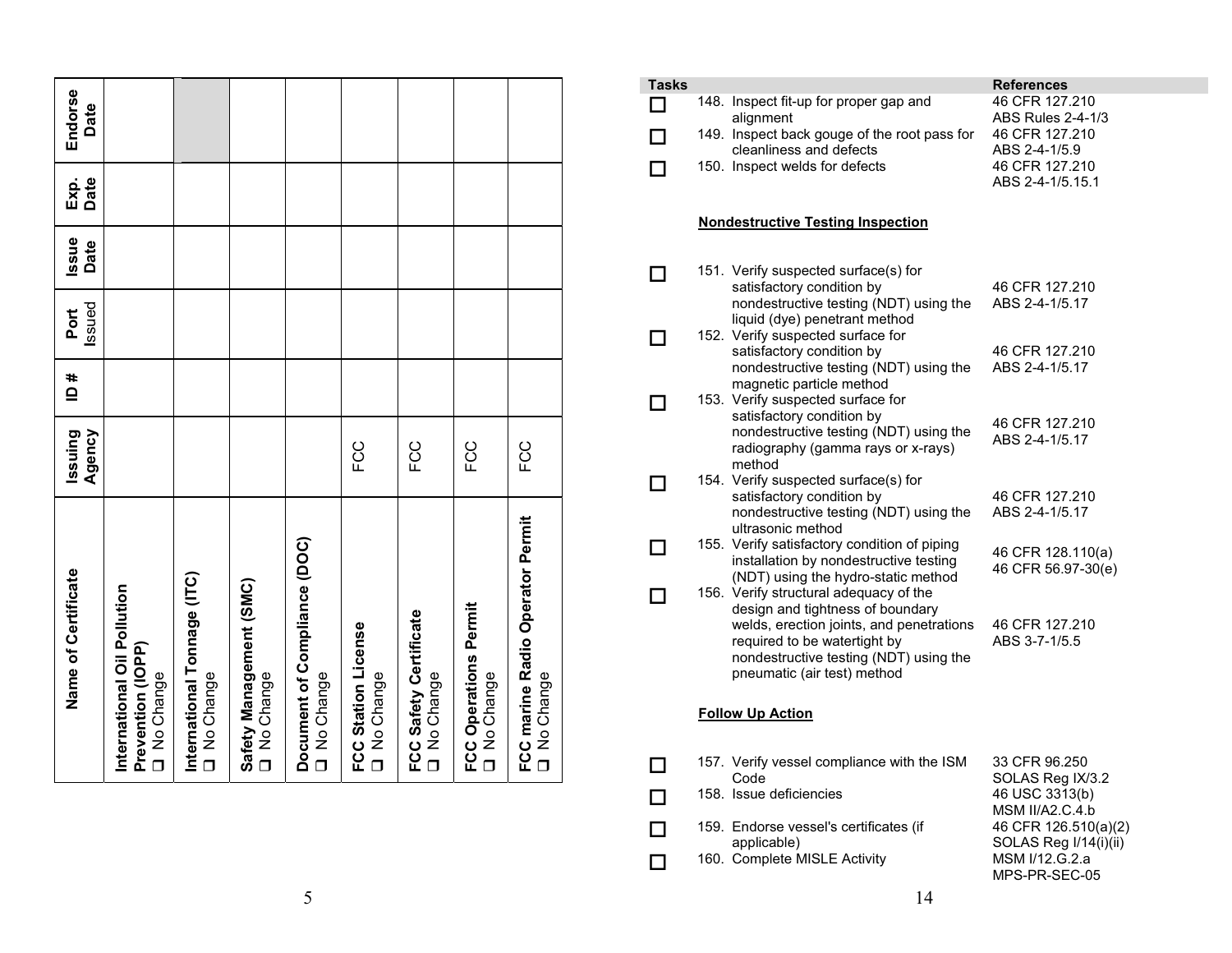| Name of Certificate | Issuing Agency | ID # | Port Issued | Issue Date | Exp. Date | Endorse Date |
|---|---|---|---|---|---|---|
| **International Oil Pollution Prevention (IOPP)** ❑ No Change | | | | | | |
| **International Tonnage (ITC)** ❑ No Change | | | | | | |
| **Safety Management (SMC)** ❑ No Change | | | | | | |
| **Document of Compliance (DOC)** ❑ No Change | | | | | | |
| **FCC Station License** ❑ No Change | FCC | | | | | |
| **FCC Safety Certificate** ❑ No Change | FCC | | | | | |
| **FCC Operations Permit** ❑ No Change | FCC | | | | | |
| **FCC marine Radio Operator Permit** ❑ No Change | FCC | | | | | |

| Tasks | | References |
|---|---|---|
| ☐ | 148. Inspect fit-up for proper gap and alignment | 46 CFR 127.210<br>ABS Rules 2-4-1/3 |
| ☐ | 149. Inspect back gouge of the root pass for cleanliness and defects | 46 CFR 127.210<br>ABS 2-4-1/5.9 |
| ☐ | 150. Inspect welds for defects | 46 CFR 127.210<br>ABS 2-4-1/5.15.1 |

**Nondestructive Testing Inspection**

| | | |
|---|---|---|
| ☐ | 151. Verify suspected surface(s) for satisfactory condition by nondestructive testing (NDT) using the liquid (dye) penetrant method | 46 CFR 127.210<br>ABS 2-4-1/5.17 |
| ☐ | 152. Verify suspected surface for satisfactory condition by nondestructive testing (NDT) using the magnetic particle method | 46 CFR 127.210<br>ABS 2-4-1/5.17 |
| ☐ | 153. Verify suspected surface for satisfactory condition by nondestructive testing (NDT) using the radiography (gamma rays or x-rays) method | 46 CFR 127.210<br>ABS 2-4-1/5.17 |
| ☐ | 154. Verify suspected surface(s) for satisfactory condition by nondestructive testing (NDT) using the ultrasonic method | 46 CFR 127.210<br>ABS 2-4-1/5.17 |
| ☐ | 155. Verify satisfactory condition of piping installation by nondestructive testing (NDT) using the hydro-static method | 46 CFR 128.110(a)<br>46 CFR 56.97-30(e) |
| ☐ | 156. Verify structural adequacy of the design and tightness of boundary welds, erection joints, and penetrations required to be watertight by nondestructive testing (NDT) using the pneumatic (air test) method | 46 CFR 127.210<br>ABS 3-7-1/5.5 |

**Follow Up Action**

| | | |
|---|---|---|
| ☐ | 157. Verify vessel compliance with the ISM Code | 33 CFR 96.250<br>SOLAS Reg IX/3.2 |
| ☐ | 158. Issue deficiencies | 46 USC 3313(b)<br>MSM II/A2.C.4.b |
| ☐ | 159. Endorse vessel's certificates (if applicable) | 46 CFR 126.510(a)(2)<br>SOLAS Reg I/14(i)(ii) |
| ☐ | 160. Complete MISLE Activity | MSM I/12.G.2.a<br>MPS-PR-SEC-05 |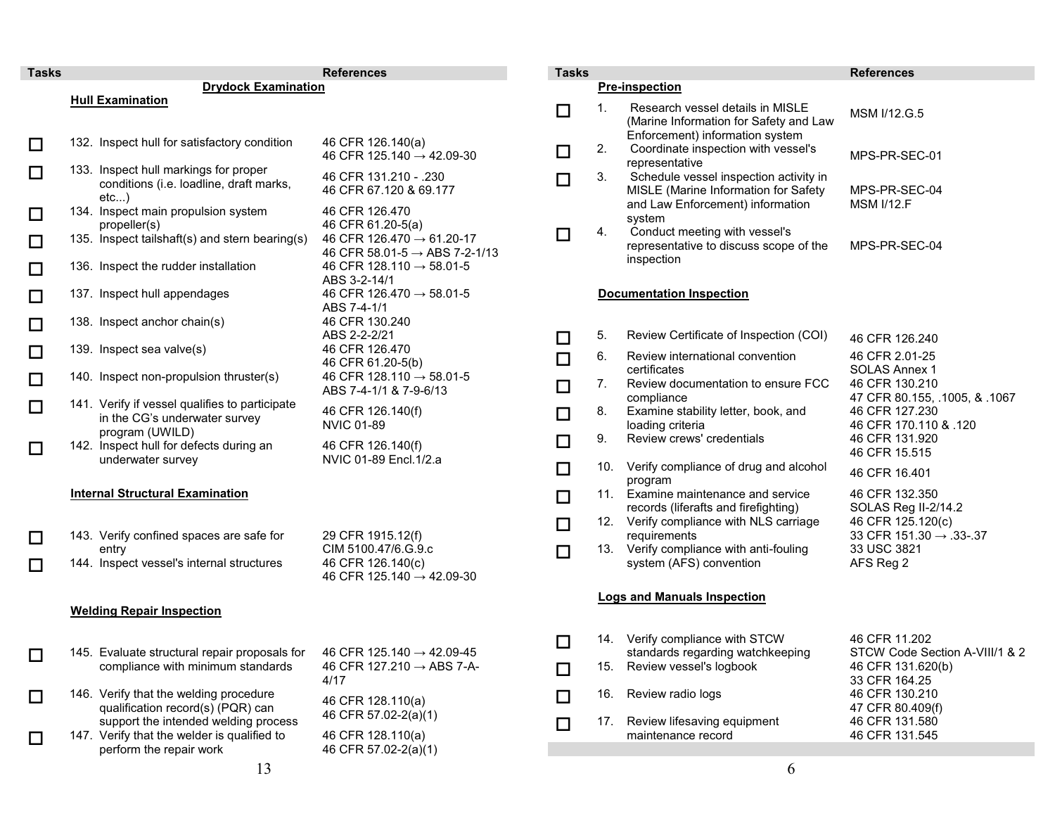| Tasks | | References |
|---|---|---|
| | **Drydock Examination** | |
| | **Hull Examination** | |
| ☐ | 132. Inspect hull for satisfactory condition | 46 CFR 126.140(a)<br>46 CFR 125.140 → 42.09-30 |
| ☐ | 133. Inspect hull markings for proper conditions (i.e. loadline, draft marks, etc...) | 46 CFR 131.210 - .230<br>46 CFR 67.120 & 69.177 |
| ☐ | 134. Inspect main propulsion system propeller(s) | 46 CFR 126.470<br>46 CFR 61.20-5(a) |
| ☐ | 135. Inspect tailshaft(s) and stern bearing(s) | 46 CFR 126.470 → 61.20-17<br>46 CFR 58.01-5 → ABS 7-2-1/13 |
| ☐ | 136. Inspect the rudder installation | 46 CFR 128.110 → 58.01-5<br>ABS 3-2-14/1 |
| ☐ | 137. Inspect hull appendages | 46 CFR 126.470 → 58.01-5<br>ABS 7-4-1/1 |
| ☐ | 138. Inspect anchor chain(s) | 46 CFR 130.240<br>ABS 2-2-2/21 |
| ☐ | 139. Inspect sea valve(s) | 46 CFR 126.470<br>46 CFR 61.20-5(b) |
| ☐ | 140. Inspect non-propulsion thruster(s) | 46 CFR 128.110 → 58.01-5<br>ABS 7-4-1/1 & 7-9-6/13 |
| ☐ | 141. Verify if vessel qualifies to participate in the CG's underwater survey program (UWILD) | 46 CFR 126.140(f)<br>NVIC 01-89 |
| ☐ | 142. Inspect hull for defects during an underwater survey | 46 CFR 126.140(f)<br>NVIC 01-89 Encl.1/2.a |
| | **Internal Structural Examination** | |
| ☐ | 143. Verify confined spaces are safe for entry | 29 CFR 1915.12(f)<br>CIM 5100.47/6.G.9.c |
| ☐ | 144. Inspect vessel's internal structures | 46 CFR 126.140(c)<br>46 CFR 125.140 → 42.09-30 |
| | **Welding Repair Inspection** | |
| ☐ | 145. Evaluate structural repair proposals for compliance with minimum standards | 46 CFR 125.140 → 42.09-45<br>46 CFR 127.210 → ABS 7-A-4/17 |
| ☐ | 146. Verify that the welding procedure qualification record(s) (PQR) can support the intended welding process | 46 CFR 128.110(a)<br>46 CFR 57.02-2(a)(1) |
| ☐ | 147. Verify that the welder is qualified to perform the repair work | 46 CFR 128.110(a)<br>46 CFR 57.02-2(a)(1) |

| Tasks | | References |
|---|---|---|
| | **Pre-inspection** | |
| ☐ | 1. Research vessel details in MISLE (Marine Information for Safety and Law Enforcement) information system | MSM I/12.G.5 |
| ☐ | 2. Coordinate inspection with vessel's representative | MPS-PR-SEC-01 |
| ☐ | 3. Schedule vessel inspection activity in MISLE (Marine Information for Safety and Law Enforcement) information system | MPS-PR-SEC-04<br>MSM I/12.F |
| ☐ | 4. Conduct meeting with vessel's representative to discuss scope of the inspection | MPS-PR-SEC-04 |
| | **Documentation Inspection** | |
| ☐ | 5. Review Certificate of Inspection (COI) | 46 CFR 126.240 |
| ☐ | 6. Review international convention certificates | 46 CFR 2.01-25<br>SOLAS Annex 1 |
| ☐ | 7. Review documentation to ensure FCC compliance | 46 CFR 130.210<br>47 CFR 80.155, .1005, & .1067 |
| ☐ | 8. Examine stability letter, book, and loading criteria | 46 CFR 127.230<br>46 CFR 170.110 & .120 |
| ☐ | 9. Review crews' credentials | 46 CFR 131.920<br>46 CFR 15.515 |
| ☐ | 10. Verify compliance of drug and alcohol program | 46 CFR 16.401 |
| ☐ | 11. Examine maintenance and service records (liferafts and firefighting) | 46 CFR 132.350<br>SOLAS Reg II-2/14.2 |
| ☐ | 12. Verify compliance with NLS carriage requirements | 46 CFR 125.120(c)<br>33 CFR 151.30 → .33-.37 |
| ☐ | 13. Verify compliance with anti-fouling system (AFS) convention | 33 USC 3821<br>AFS Reg 2 |
| | **Logs and Manuals Inspection** | |
| ☐ | 14. Verify compliance with STCW standards regarding watchkeeping | 46 CFR 11.202<br>STCW Code Section A-VIII/1 & 2 |
| ☐ | 15. Review vessel's logbook | 46 CFR 131.620(b)<br>33 CFR 164.25 |
| ☐ | 16. Review radio logs | 46 CFR 130.210<br>47 CFR 80.409(f) |
| ☐ | 17. Review lifesaving equipment maintenance record | 46 CFR 131.580<br>46 CFR 131.545 |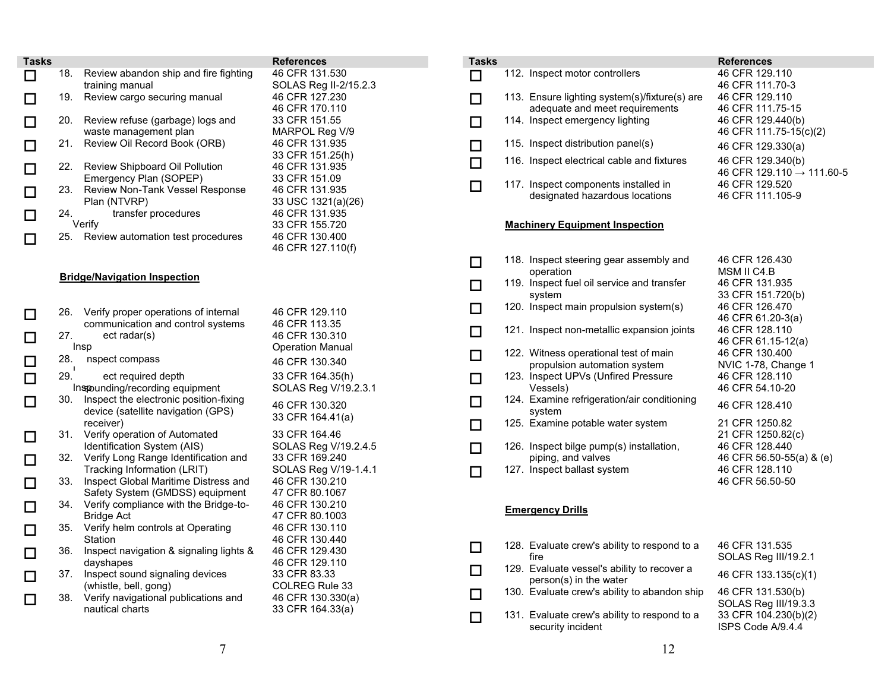| Tasks | | References |
|---|---|---|
| ☐ | 18. Review abandon ship and fire fighting training manual | 46 CFR 131.530<br>SOLAS Reg II-2/15.2.3 |
| ☐ | 19. Review cargo securing manual | 46 CFR 127.230<br>46 CFR 170.110 |
| ☐ | 20. Review refuse (garbage) logs and waste management plan | 33 CFR 151.55<br>MARPOL Reg V/9 |
| ☐ | 21. Review Oil Record Book (ORB) | 46 CFR 131.935<br>33 CFR 151.25(h) |
| ☐ | 22. Review Shipboard Oil Pollution Emergency Plan (SOPEP) | 46 CFR 131.935<br>33 CFR 151.09 |
| ☐ | 23. Review Non-Tank Vessel Response Plan (NTVRP) | 46 CFR 131.935<br>33 USC 1321(a)(26) |
| ☐ | 24. Verify transfer procedures | 46 CFR 131.935<br>33 CFR 155.720 |
| ☐ | 25. Review automation test procedures | 46 CFR 130.400<br>46 CFR 127.110(f) |

**Bridge/Navigation Inspection**

| Tasks | | References |
|---|---|---|
| ☐ | 26. Verify proper operations of internal communication and control systems | 46 CFR 129.110<br>46 CFR 113.35 |
| ☐ | 27. Inspect radar(s) | 46 CFR 130.310<br>Operation Manual |
| ☐ | 28. Inspect compass | 46 CFR 130.340 |
| ☐ | 29. Inspect required depth sounding/recording equipment | 33 CFR 164.35(h)<br>SOLAS Reg V/19.2.3.1 |
| ☐ | 30. Inspect the electronic position-fixing device (satellite navigation (GPS) receiver) | 46 CFR 130.320<br>33 CFR 164.41(a) |
| ☐ | 31. Verify operation of Automated Identification System (AIS) | 33 CFR 164.46<br>SOLAS Reg V/19.2.4.5 |
| ☐ | 32. Verify Long Range Identification and Tracking Information (LRIT) | 33 CFR 169.240<br>SOLAS Reg V/19-1.4.1 |
| ☐ | 33. Inspect Global Maritime Distress and Safety System (GMDSS) equipment | 46 CFR 130.210<br>47 CFR 80.1067 |
| ☐ | 34. Verify compliance with the Bridge-to-Bridge Act | 46 CFR 130.210<br>47 CFR 80.1003 |
| ☐ | 35. Verify helm controls at Operating Station | 46 CFR 130.110<br>46 CFR 130.440 |
| ☐ | 36. Inspect navigation & signaling lights & dayshapes | 46 CFR 129.430<br>46 CFR 129.110 |
| ☐ | 37. Inspect sound signaling devices (whistle, bell, gong) | 33 CFR 83.33<br>COLREG Rule 33 |
| ☐ | 38. Verify navigational publications and nautical charts | 46 CFR 130.330(a)<br>33 CFR 164.33(a) |

| Tasks | | References |
|---|---|---|
| ☐ | 112. Inspect motor controllers | 46 CFR 129.110<br>46 CFR 111.70-3 |
| ☐ | 113. Ensure lighting system(s)/fixture(s) are adequate and meet requirements | 46 CFR 129.110<br>46 CFR 111.75-15 |
| ☐ | 114. Inspect emergency lighting | 46 CFR 129.440(b)<br>46 CFR 111.75-15(c)(2) |
| ☐ | 115. Inspect distribution panel(s) | 46 CFR 129.330(a) |
| ☐ | 116. Inspect electrical cable and fixtures | 46 CFR 129.340(b)<br>46 CFR 129.110 → 111.60-5 |
| ☐ | 117. Inspect components installed in designated hazardous locations | 46 CFR 129.520<br>46 CFR 111.105-9 |

**Machinery Equipment Inspection**

| Tasks | | References |
|---|---|---|
| ☐ | 118. Inspect steering gear assembly and operation | 46 CFR 126.430<br>MSM II C4.B |
| ☐ | 119. Inspect fuel oil service and transfer system | 46 CFR 131.935<br>33 CFR 151.720(b) |
| ☐ | 120. Inspect main propulsion system(s) | 46 CFR 126.470<br>46 CFR 61.20-3(a) |
| ☐ | 121. Inspect non-metallic expansion joints | 46 CFR 128.110<br>46 CFR 61.15-12(a) |
| ☐ | 122. Witness operational test of main propulsion automation system | 46 CFR 130.400<br>NVIC 1-78, Change 1 |
| ☐ | 123. Inspect UPVs (Unfired Pressure Vessels) | 46 CFR 128.110<br>46 CFR 54.10-20 |
| ☐ | 124. Examine refrigeration/air conditioning system | 46 CFR 128.410 |
| ☐ | 125. Examine potable water system | 21 CFR 1250.82<br>21 CFR 1250.82(c) |
| ☐ | 126. Inspect bilge pump(s) installation, piping, and valves | 46 CFR 128.440<br>46 CFR 56.50-55(a) & (e) |
| ☐ | 127. Inspect ballast system | 46 CFR 128.110<br>46 CFR 56.50-50 |

**Emergency Drills**

| Tasks | | References |
|---|---|---|
| ☐ | 128. Evaluate crew's ability to respond to a fire | 46 CFR 131.535<br>SOLAS Reg III/19.2.1 |
| ☐ | 129. Evaluate vessel's ability to recover a person(s) in the water | 46 CFR 133.135(c)(1) |
| ☐ | 130. Evaluate crew's ability to abandon ship | 46 CFR 131.530(b)<br>SOLAS Reg III/19.3.3 |
| ☐ | 131. Evaluate crew's ability to respond to a security incident | 33 CFR 104.230(b)(2)<br>ISPS Code A/9.4.4 |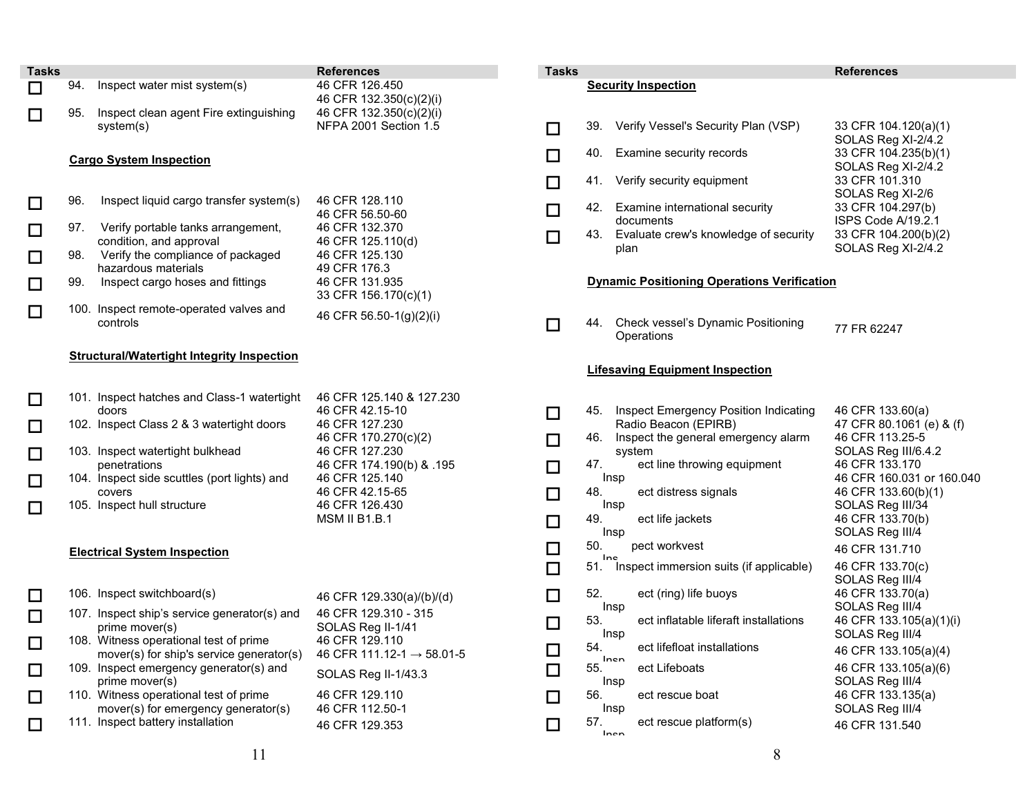| Tasks | | References |
|---|---|---|
| ☐ | 94. Inspect water mist system(s) | 46 CFR 126.450<br>46 CFR 132.350(c)(2)(i) |
| ☐ | 95. Inspect clean agent Fire extinguishing system(s) | 46 CFR 132.350(c)(2)(i)<br>NFPA 2001 Section 1.5 |

**Cargo System Inspection**

| Tasks | | References |
|---|---|---|
| ☐ | 96. Inspect liquid cargo transfer system(s) | 46 CFR 128.110<br>46 CFR 56.50-60 |
| ☐ | 97. Verify portable tanks arrangement, condition, and approval | 46 CFR 132.370<br>46 CFR 125.110(d) |
| ☐ | 98. Verify the compliance of packaged hazardous materials | 46 CFR 125.130<br>49 CFR 176.3 |
| ☐ | 99. Inspect cargo hoses and fittings | 46 CFR 131.935<br>33 CFR 156.170(c)(1) |
| ☐ | 100. Inspect remote-operated valves and controls | 46 CFR 56.50-1(g)(2)(i) |

**Structural/Watertight Integrity Inspection**

| Tasks | | References |
|---|---|---|
| ☐ | 101. Inspect hatches and Class-1 watertight doors | 46 CFR 125.140 & 127.230<br>46 CFR 42.15-10 |
| ☐ | 102. Inspect Class 2 & 3 watertight doors | 46 CFR 127.230<br>46 CFR 170.270(c)(2) |
| ☐ | 103. Inspect watertight bulkhead penetrations | 46 CFR 127.230<br>46 CFR 174.190(b) & .195 |
| ☐ | 104. Inspect side scuttles (port lights) and covers | 46 CFR 125.140<br>46 CFR 42.15-65 |
| ☐ | 105. Inspect hull structure | 46 CFR 126.430<br>MSM II B1.B.1 |

**Electrical System Inspection**

| Tasks | | References |
|---|---|---|
| ☐ | 106. Inspect switchboard(s) | 46 CFR 129.330(a)/(b)/(d) |
| ☐ | 107. Inspect ship's service generator(s) and prime mover(s) | 46 CFR 129.310 - 315<br>SOLAS Reg II-1/41 |
| ☐ | 108. Witness operational test of prime mover(s) for ship's service generator(s) | 46 CFR 129.110<br>46 CFR 111.12-1 → 58.01-5 |
| ☐ | 109. Inspect emergency generator(s) and prime mover(s) | SOLAS Reg II-1/43.3 |
| ☐ | 110. Witness operational test of prime mover(s) for emergency generator(s) | 46 CFR 129.110<br>46 CFR 112.50-1 |
| ☐ | 111. Inspect battery installation | 46 CFR 129.353 |

**Security Inspection**

| Tasks | | References |
|---|---|---|
| ☐ | 39. Verify Vessel's Security Plan (VSP) | 33 CFR 104.120(a)(1)<br>SOLAS Reg XI-2/4.2 |
| ☐ | 40. Examine security records | 33 CFR 104.235(b)(1)<br>SOLAS Reg XI-2/4.2 |
| ☐ | 41. Verify security equipment | 33 CFR 101.310<br>SOLAS Reg XI-2/6 |
| ☐ | 42. Examine international security documents | 33 CFR 104.297(b)<br>ISPS Code A/19.2.1 |
| ☐ | 43. Evaluate crew's knowledge of security plan | 33 CFR 104.200(b)(2)<br>SOLAS Reg XI-2/4.2 |

**Dynamic Positioning Operations Verification**

| Tasks | | References |
|---|---|---|
| ☐ | 44. Check vessel's Dynamic Positioning Operations | 77 FR 62247 |

**Lifesaving Equipment Inspection**

| Tasks | | References |
|---|---|---|
| ☐ | 45. Inspect Emergency Position Indicating Radio Beacon (EPIRB) | 46 CFR 133.60(a)<br>47 CFR 80.1061 (e) & (f) |
| ☐ | 46. Inspect the general emergency alarm system | 46 CFR 113.25-5<br>SOLAS Reg III/6.4.2 |
| ☐ | 47. Inspect line throwing equipment | 46 CFR 133.170<br>46 CFR 160.031 or 160.040 |
| ☐ | 48. Inspect distress signals | 46 CFR 133.60(b)(1)<br>SOLAS Reg III/34 |
| ☐ | 49. Inspect life jackets | 46 CFR 133.70(b)<br>SOLAS Reg III/4 |
| ☐ | 50. Inspect workvest | 46 CFR 131.710 |
| ☐ | 51. Inspect immersion suits (if applicable) | 46 CFR 133.70(c)<br>SOLAS Reg III/4 |
| ☐ | 52. Inspect (ring) life buoys | 46 CFR 133.70(a)<br>SOLAS Reg III/4 |
| ☐ | 53. Inspect inflatable liferaft installations | 46 CFR 133.105(a)(1)(i)<br>SOLAS Reg III/4 |
| ☐ | 54. Inspect lifefloat installations | 46 CFR 133.105(a)(4) |
| ☐ | 55. Inspect Lifeboats | 46 CFR 133.105(a)(6)<br>SOLAS Reg III/4 |
| ☐ | 56. Inspect rescue boat | 46 CFR 133.135(a)<br>SOLAS Reg III/4 |
| ☐ | 57. Inspect rescue platform(s) | 46 CFR 131.540 |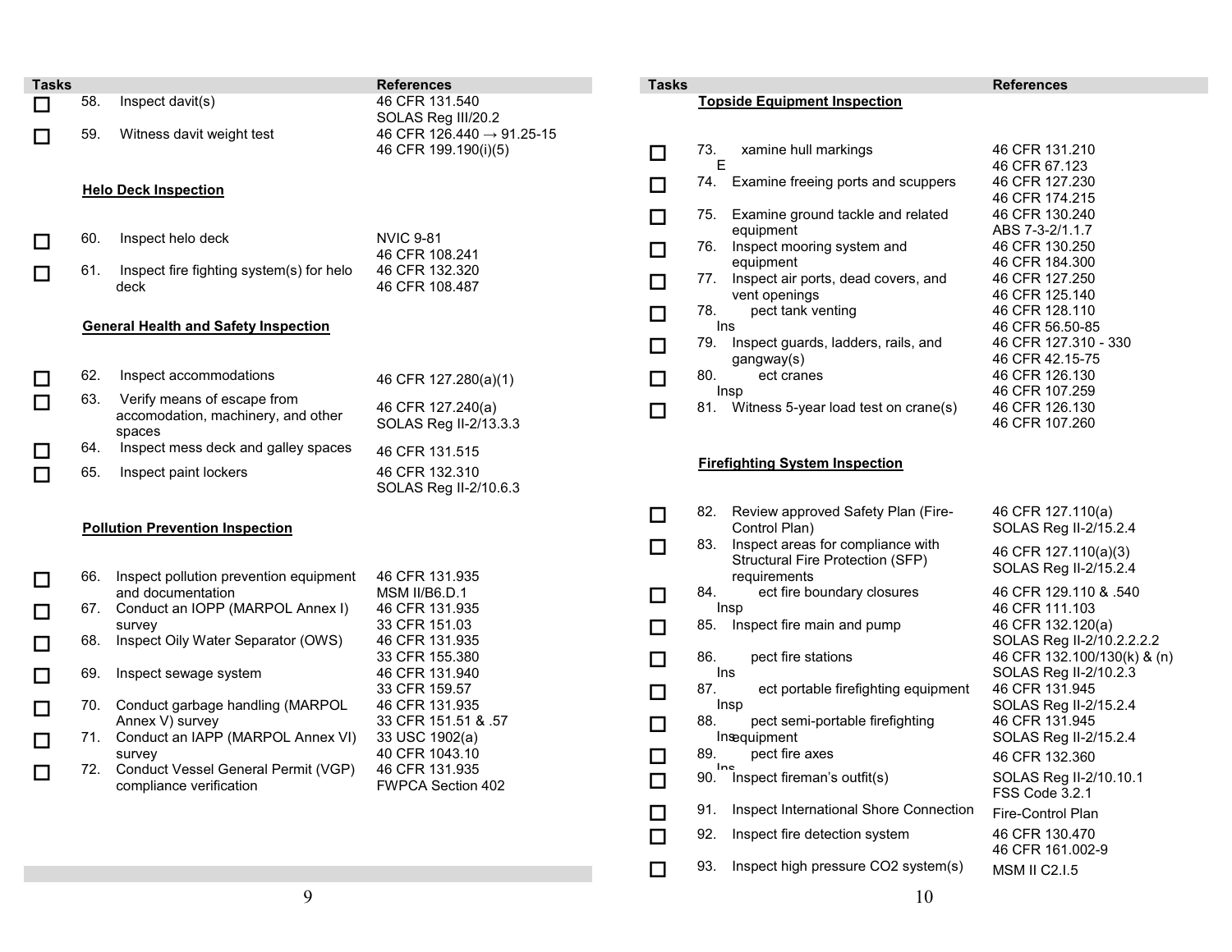| Tasks | | References |
|---|---|---|
| ☐ | 58. Inspect davit(s) | 46 CFR 131.540<br>SOLAS Reg III/20.2 |
| ☐ | 59. Witness davit weight test | 46 CFR 126.440 → 91.25-15<br>46 CFR 199.190(i)(5) |
| | **Helo Deck Inspection** | |
| ☐ | 60. Inspect helo deck | NVIC 9-81<br>46 CFR 108.241 |
| ☐ | 61. Inspect fire fighting system(s) for helo deck | 46 CFR 132.320<br>46 CFR 108.487 |
| | **General Health and Safety Inspection** | |
| ☐ | 62. Inspect accommodations | 46 CFR 127.280(a)(1) |
| ☐ | 63. Verify means of escape from accomodation, machinery, and other spaces | 46 CFR 127.240(a)<br>SOLAS Reg II-2/13.3.3 |
| ☐ | 64. Inspect mess deck and galley spaces | 46 CFR 131.515 |
| ☐ | 65. Inspect paint lockers | 46 CFR 132.310<br>SOLAS Reg II-2/10.6.3 |
| | **Pollution Prevention Inspection** | |
| ☐ | 66. Inspect pollution prevention equipment and documentation | 46 CFR 131.935<br>MSM II/B6.D.1 |
| ☐ | 67. Conduct an IOPP (MARPOL Annex I) survey | 46 CFR 131.935<br>33 CFR 151.03 |
| ☐ | 68. Inspect Oily Water Separator (OWS) | 46 CFR 131.935<br>33 CFR 155.380 |
| ☐ | 69. Inspect sewage system | 46 CFR 131.940<br>33 CFR 159.57 |
| ☐ | 70. Conduct garbage handling (MARPOL Annex V) survey | 46 CFR 131.935<br>33 CFR 151.51 & .57 |
| ☐ | 71. Conduct an IAPP (MARPOL Annex VI) survey | 33 USC 1902(a)<br>40 CFR 1043.10 |
| ☐ | 72. Conduct Vessel General Permit (VGP) compliance verification | 46 CFR 131.935<br>FWPCA Section 402 |

| Tasks | | References |
|---|---|---|
| | **Topside Equipment Inspection** | |
| ☐ | 73. Examine hull markings | 46 CFR 131.210<br>46 CFR 67.123 |
| ☐ | 74. Examine freeing ports and scuppers | 46 CFR 127.230<br>46 CFR 174.215 |
| ☐ | 75. Examine ground tackle and related equipment | 46 CFR 130.240<br>ABS 7-3-2/1.1.7 |
| ☐ | 76. Inspect mooring system and equipment | 46 CFR 130.250<br>46 CFR 184.300 |
| ☐ | 77. Inspect air ports, dead covers, and vent openings | 46 CFR 127.250<br>46 CFR 125.140 |
| ☐ | 78. Inspect tank venting | 46 CFR 128.110<br>46 CFR 56.50-85 |
| ☐ | 79. Inspect guards, ladders, rails, and gangway(s) | 46 CFR 127.310 - 330<br>46 CFR 42.15-75 |
| ☐ | 80. Inspect cranes | 46 CFR 126.130<br>46 CFR 107.259 |
| ☐ | 81. Witness 5-year load test on crane(s) | 46 CFR 126.130<br>46 CFR 107.260 |
| | **Firefighting System Inspection** | |
| ☐ | 82. Review approved Safety Plan (Fire-Control Plan) | 46 CFR 127.110(a)<br>SOLAS Reg II-2/15.2.4 |
| ☐ | 83. Inspect areas for compliance with Structural Fire Protection (SFP) requirements | 46 CFR 127.110(a)(3)<br>SOLAS Reg II-2/15.2.4 |
| ☐ | 84. Inspect fire boundary closures | 46 CFR 129.110 & .540<br>46 CFR 111.103 |
| ☐ | 85. Inspect fire main and pump | 46 CFR 132.120(a)<br>SOLAS Reg II-2/10.2.2.2.2 |
| ☐ | 86. Inspect fire stations | 46 CFR 132.100/130(k) & (n)<br>SOLAS Reg II-2/10.2.3 |
| ☐ | 87. Inspect portable firefighting equipment | 46 CFR 131.945<br>SOLAS Reg II-2/15.2.4 |
| ☐ | 88. Inspect semi-portable firefighting equipment | 46 CFR 131.945<br>SOLAS Reg II-2/15.2.4 |
| ☐ | 89. Inspect fire axes | 46 CFR 132.360 |
| ☐ | 90. Inspect fireman's outfit(s) | SOLAS Reg II-2/10.10.1<br>FSS Code 3.2.1 |
| ☐ | 91. Inspect International Shore Connection | Fire-Control Plan |
| ☐ | 92. Inspect fire detection system | 46 CFR 130.470<br>46 CFR 161.002-9 |
| ☐ | 93. Inspect high pressure CO2 system(s) | MSM II C2.I.5 |